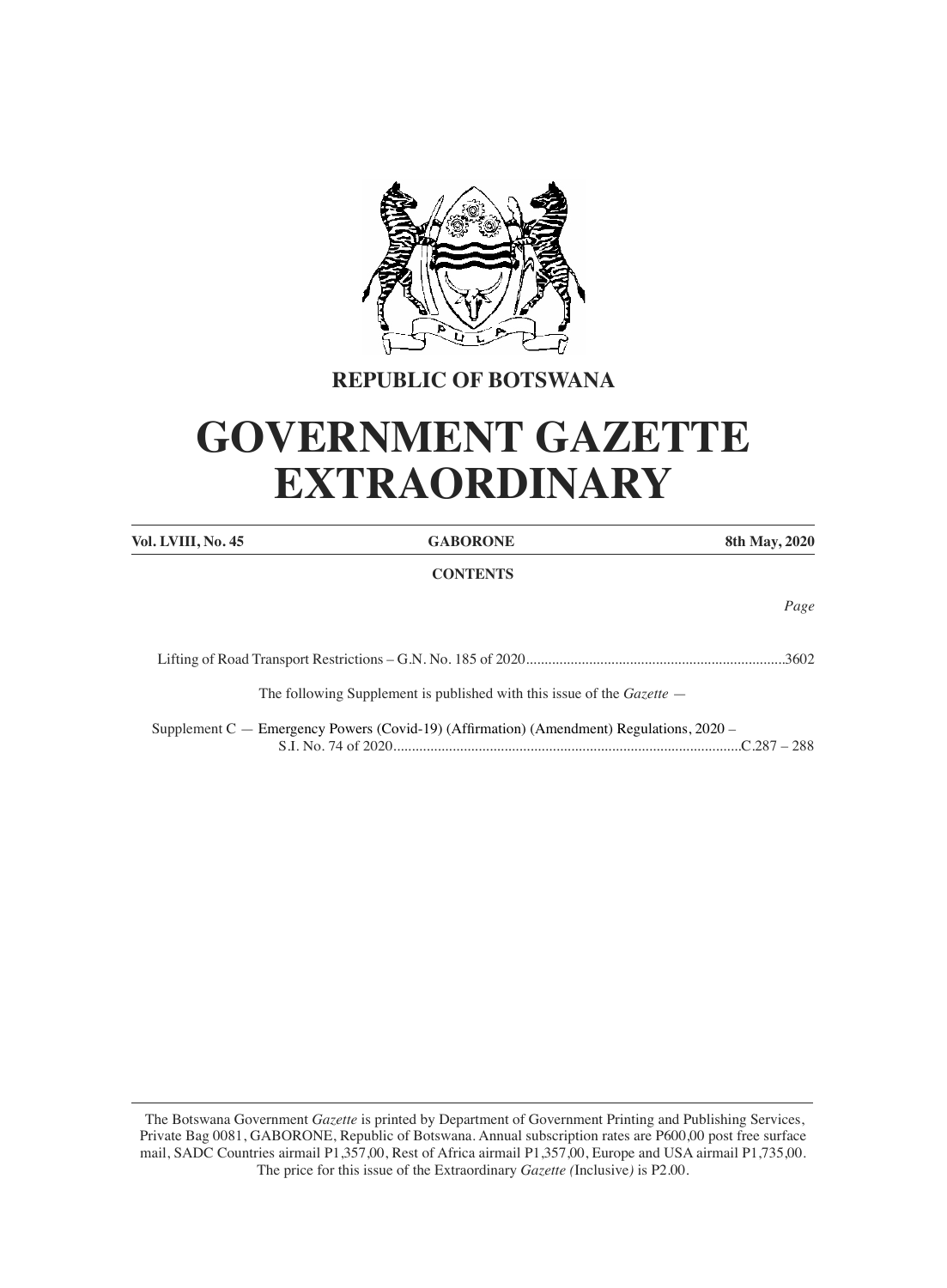**REPUBLIC OF BOTSWANA**

# GOVERNMENT GAZETTE EXTRAORDINARY

| **Vol. LVIII, No. 45** | **GABORONE** | **8th May, 2020** |
|---|---|---|

**CONTENTS**

*Page*

Lifting of Road Transport Restrictions – G.N. No. 185 of 2020.....................................................................3602

The following Supplement is published with this issue of the *Gazette* —

Supplement C — Emergency Powers (Covid-19) (Affirmation) (Amendment) Regulations, 2020 – S.I. No. 74 of 2020.............................................................................................C.287 – 288

The Botswana Government *Gazette* is printed by Department of Government Printing and Publishing Services, Private Bag 0081, GABORONE, Republic of Botswana. Annual subscription rates are P600,00 post free surface mail, SADC Countries airmail P1,357,00, Rest of Africa airmail P1,357,00, Europe and USA airmail P1,735,00. The price for this issue of the Extraordinary *Gazette (*Inclusive*)* is P2.00.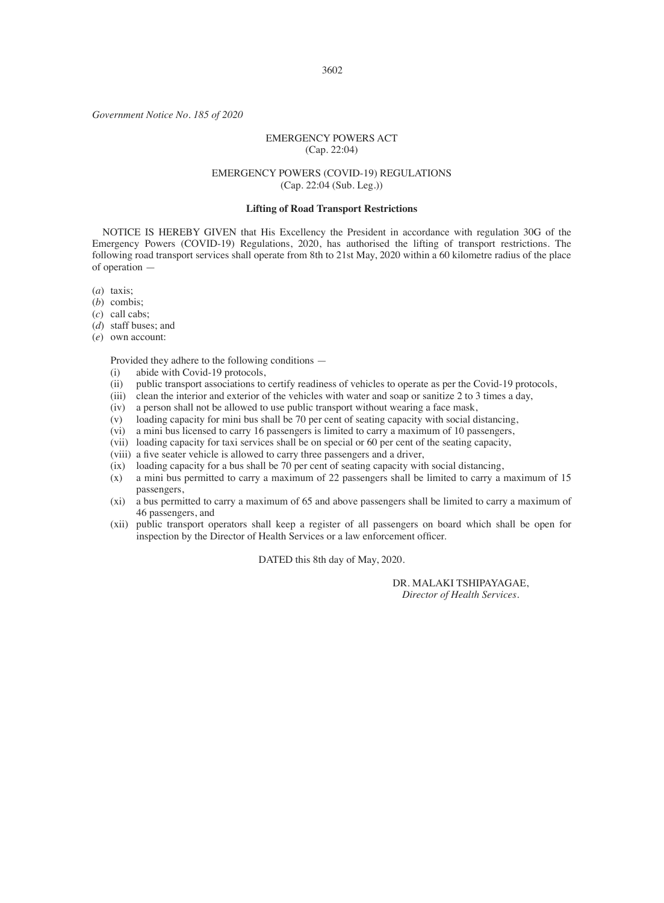*Government Notice No. 185 of 2020*

EMERGENCY POWERS ACT
(Cap. 22:04)

EMERGENCY POWERS (COVID-19) REGULATIONS
(Cap. 22:04 (Sub. Leg.))

**Lifting of Road Transport Restrictions**

NOTICE IS HEREBY GIVEN that His Excellency the President in accordance with regulation 30G of the Emergency Powers (COVID-19) Regulations, 2020, has authorised the lifting of transport restrictions. The following road transport services shall operate from 8th to 21st May, 2020 within a 60 kilometre radius of the place of operation —

(*a*) taxis;
(*b*) combis;
(*c*) call cabs;
(*d*) staff buses; and
(*e*) own account:

Provided they adhere to the following conditions —

(i) abide with Covid-19 protocols,
(ii) public transport associations to certify readiness of vehicles to operate as per the Covid-19 protocols,
(iii) clean the interior and exterior of the vehicles with water and soap or sanitize 2 to 3 times a day,
(iv) a person shall not be allowed to use public transport without wearing a face mask,
(v) loading capacity for mini bus shall be 70 per cent of seating capacity with social distancing,
(vi) a mini bus licensed to carry 16 passengers is limited to carry a maximum of 10 passengers,
(vii) loading capacity for taxi services shall be on special or 60 per cent of the seating capacity,
(viii) a five seater vehicle is allowed to carry three passengers and a driver,
(ix) loading capacity for a bus shall be 70 per cent of seating capacity with social distancing,
(x) a mini bus permitted to carry a maximum of 22 passengers shall be limited to carry a maximum of 15 passengers,
(xi) a bus permitted to carry a maximum of 65 and above passengers shall be limited to carry a maximum of 46 passengers, and
(xii) public transport operators shall keep a register of all passengers on board which shall be open for inspection by the Director of Health Services or a law enforcement officer.

DATED this 8th day of May, 2020.

DR. MALAKI TSHIPAYAGAE,
*Director of Health Services.*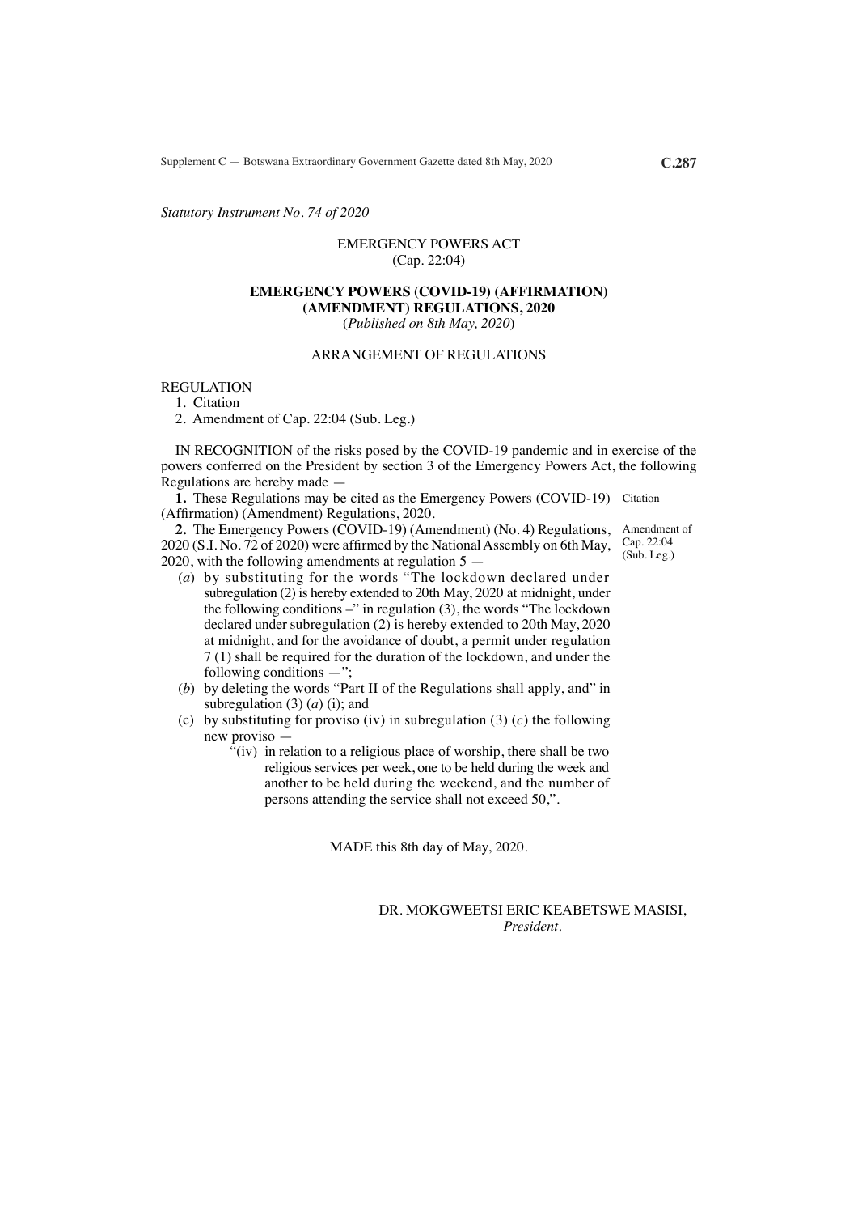*Statutory Instrument No. 74 of 2020*

EMERGENCY POWERS ACT
(Cap. 22:04)

**EMERGENCY POWERS (COVID-19) (AFFIRMATION) (AMENDMENT) REGULATIONS, 2020**
(*Published on 8th May, 2020*)

ARRANGEMENT OF REGULATIONS

REGULATION

1. Citation
2. Amendment of Cap. 22:04 (Sub. Leg.)

IN RECOGNITION of the risks posed by the COVID-19 pandemic and in exercise of the powers conferred on the President by section 3 of the Emergency Powers Act, the following Regulations are hereby made —

Citation

**1.** These Regulations may be cited as the Emergency Powers (COVID-19) (Affirmation) (Amendment) Regulations, 2020.

Amendment of Cap. 22:04 (Sub. Leg.)

**2.** The Emergency Powers (COVID-19) (Amendment) (No. 4) Regulations, 2020 (S.I. No. 72 of 2020) were affirmed by the National Assembly on 6th May, 2020, with the following amendments at regulation 5 —

(*a*) by substituting for the words "The lockdown declared under subregulation (2) is hereby extended to 20th May, 2020 at midnight, under the following conditions –" in regulation (3), the words "The lockdown declared under subregulation (2) is hereby extended to 20th May, 2020 at midnight, and for the avoidance of doubt, a permit under regulation 7 (1) shall be required for the duration of the lockdown, and under the following conditions —";

(*b*) by deleting the words "Part II of the Regulations shall apply, and" in subregulation (3) (*a*) (i); and

(c) by substituting for proviso (iv) in subregulation (3) (*c*) the following new proviso —

"(iv) in relation to a religious place of worship, there shall be two religious services per week, one to be held during the week and another to be held during the weekend, and the number of persons attending the service shall not exceed 50,".

MADE this 8th day of May, 2020.

DR. MOKGWEETSI ERIC KEABETSWE MASISI,
*President.*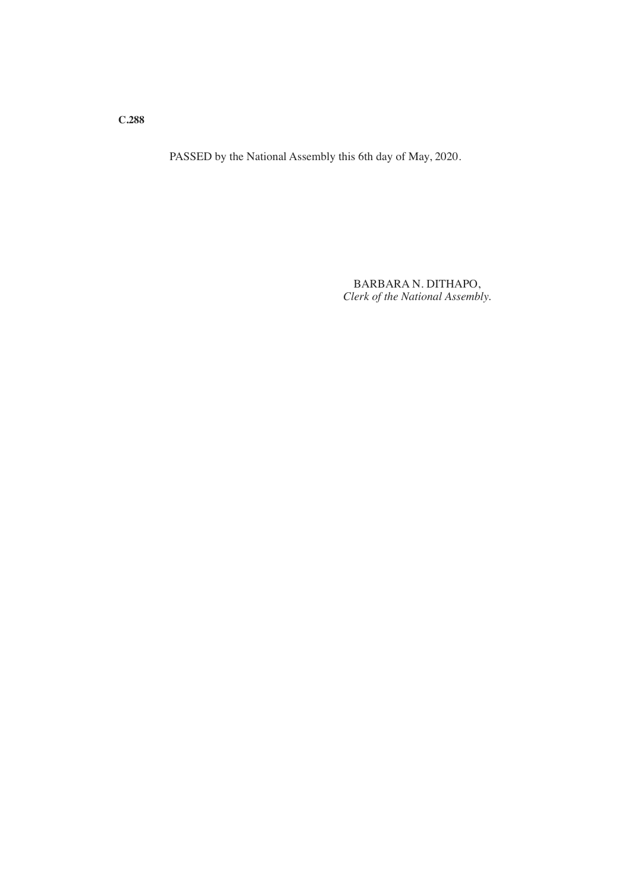PASSED by the National Assembly this 6th day of May, 2020.

BARBARA N. DITHAPO,
*Clerk of the National Assembly.*